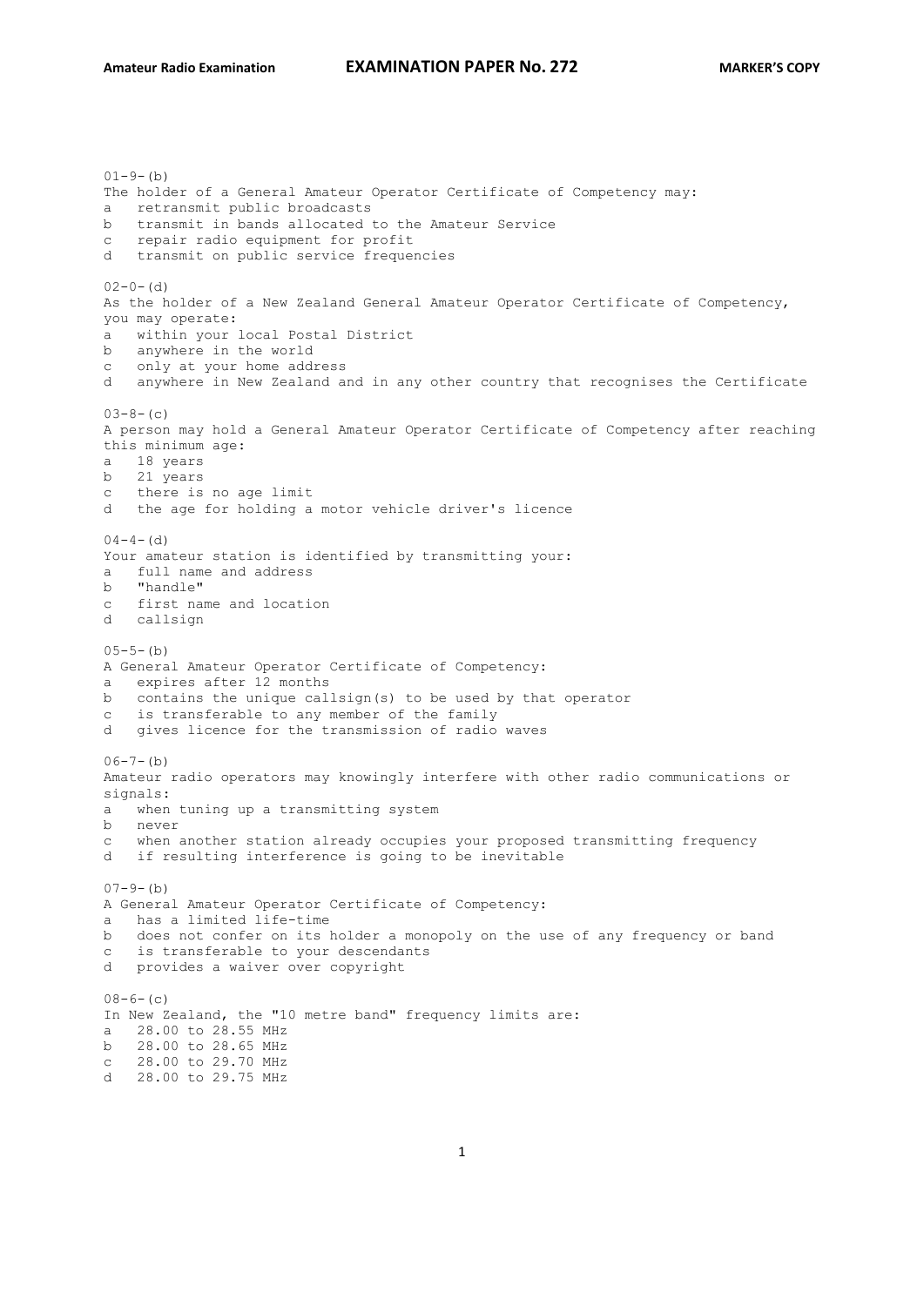01-9-(b)
The holder of a General Amateur Operator Certificate of Competency may:
a   retransmit public broadcasts
b   transmit in bands allocated to the Amateur Service
c   repair radio equipment for profit
d   transmit on public service frequencies

02-0-(d)
As the holder of a New Zealand General Amateur Operator Certificate of Competency, you may operate:
a   within your local Postal District
b   anywhere in the world
c   only at your home address
d   anywhere in New Zealand and in any other country that recognises the Certificate

03-8-(c)
A person may hold a General Amateur Operator Certificate of Competency after reaching this minimum age:
a   18 years
b   21 years
c   there is no age limit
d   the age for holding a motor vehicle driver's licence

04-4-(d)
Your amateur station is identified by transmitting your:
a   full name and address
b   "handle"
c   first name and location
d   callsign

05-5-(b)
A General Amateur Operator Certificate of Competency:
a   expires after 12 months
b   contains the unique callsign(s) to be used by that operator
c   is transferable to any member of the family
d   gives licence for the transmission of radio waves

06-7-(b)
Amateur radio operators may knowingly interfere with other radio communications or signals:
a   when tuning up a transmitting system
b   never
c   when another station already occupies your proposed transmitting frequency
d   if resulting interference is going to be inevitable

07-9-(b)
A General Amateur Operator Certificate of Competency:
a   has a limited life-time
b   does not confer on its holder a monopoly on the use of any frequency or band
c   is transferable to your descendants
d   provides a waiver over copyright

08-6-(c)
In New Zealand, the "10 metre band" frequency limits are:
a   28.00 to 28.55 MHz
b   28.00 to 28.65 MHz
c   28.00 to 29.70 MHz
d   28.00 to 29.75 MHz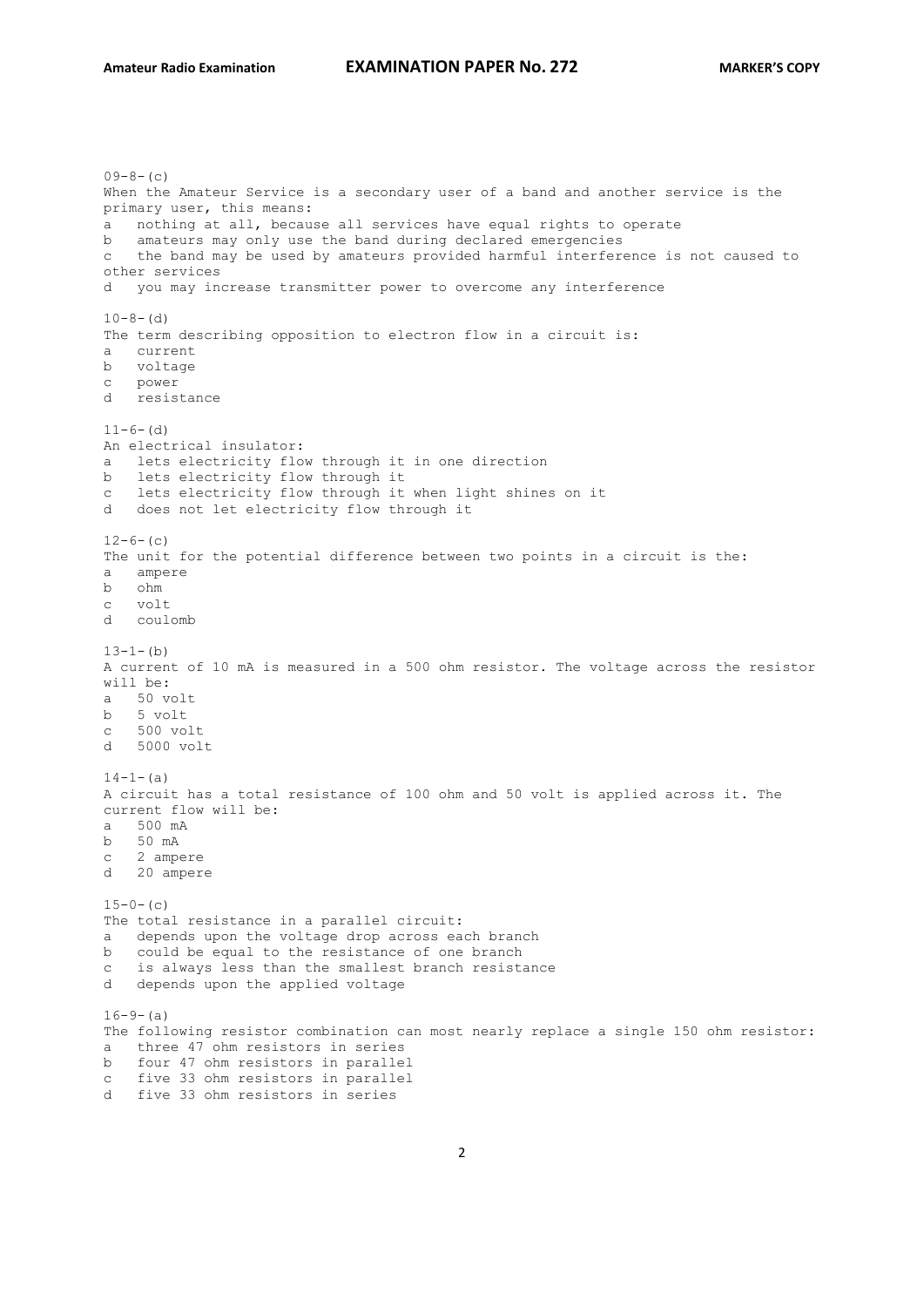09-8-(c)
When the Amateur Service is a secondary user of a band and another service is the primary user, this means:
a nothing at all, because all services have equal rights to operate
b amateurs may only use the band during declared emergencies
c the band may be used by amateurs provided harmful interference is not caused to other services
d you may increase transmitter power to overcome any interference

10-8-(d)
The term describing opposition to electron flow in a circuit is:
a current
b voltage
c power
d resistance

11-6-(d)
An electrical insulator:
a lets electricity flow through it in one direction
b lets electricity flow through it
c lets electricity flow through it when light shines on it
d does not let electricity flow through it

12-6-(c)
The unit for the potential difference between two points in a circuit is the:
a ampere
b ohm
c volt
d coulomb

13-1-(b)
A current of 10 mA is measured in a 500 ohm resistor. The voltage across the resistor will be:
a 50 volt
b 5 volt
c 500 volt
d 5000 volt

14-1-(a)
A circuit has a total resistance of 100 ohm and 50 volt is applied across it. The current flow will be:
a 500 mA
b 50 mA
c 2 ampere
d 20 ampere

15-0-(c)
The total resistance in a parallel circuit:
a depends upon the voltage drop across each branch
b could be equal to the resistance of one branch
c is always less than the smallest branch resistance
d depends upon the applied voltage

16-9-(a)
The following resistor combination can most nearly replace a single 150 ohm resistor:
a three 47 ohm resistors in series
b four 47 ohm resistors in parallel
c five 33 ohm resistors in parallel
d five 33 ohm resistors in series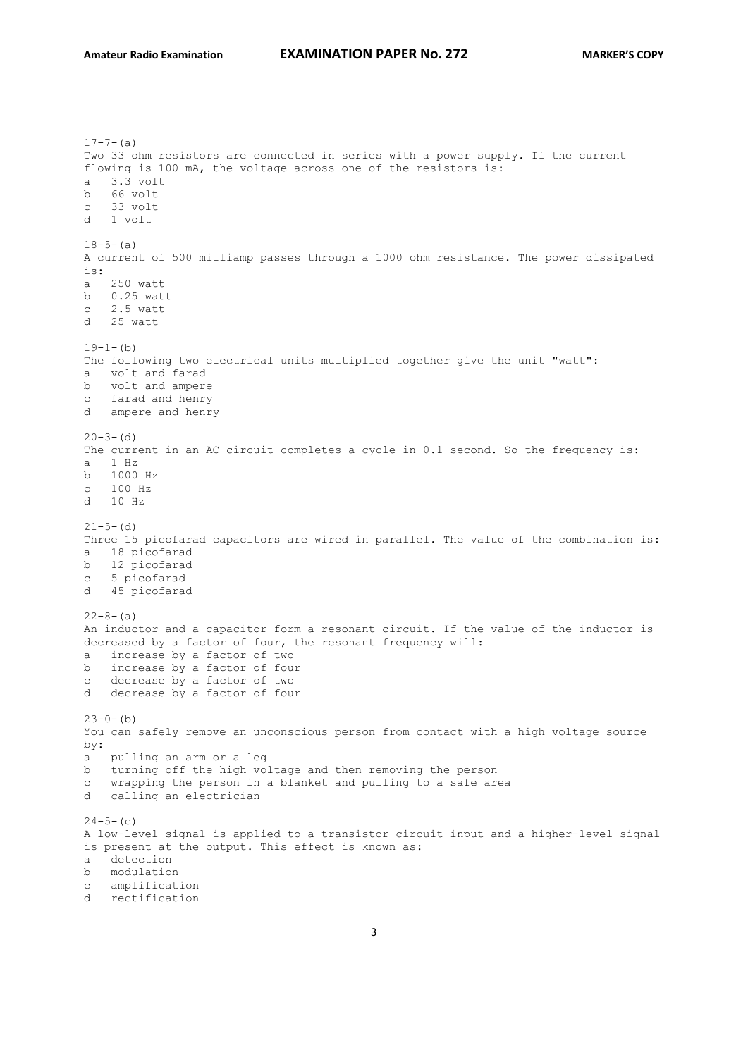17-7-(a)
Two 33 ohm resistors are connected in series with a power supply. If the current flowing is 100 mA, the voltage across one of the resistors is:
a 3.3 volt
b 66 volt
c 33 volt
d 1 volt

18-5-(a)
A current of 500 milliamp passes through a 1000 ohm resistance. The power dissipated is:
a 250 watt
b 0.25 watt
c 2.5 watt
d 25 watt

19-1-(b)
The following two electrical units multiplied together give the unit "watt":
a volt and farad
b volt and ampere
c farad and henry
d ampere and henry

20-3-(d)
The current in an AC circuit completes a cycle in 0.1 second. So the frequency is:
a 1 Hz
b 1000 Hz
c 100 Hz
d 10 Hz

21-5-(d)
Three 15 picofarad capacitors are wired in parallel. The value of the combination is:
a 18 picofarad
b 12 picofarad
c 5 picofarad
d 45 picofarad

22-8-(a)
An inductor and a capacitor form a resonant circuit. If the value of the inductor is decreased by a factor of four, the resonant frequency will:
a increase by a factor of two
b increase by a factor of four
c decrease by a factor of two
d decrease by a factor of four

23-0-(b)
You can safely remove an unconscious person from contact with a high voltage source by:
a pulling an arm or a leg
b turning off the high voltage and then removing the person
c wrapping the person in a blanket and pulling to a safe area
d calling an electrician

24-5-(c)
A low-level signal is applied to a transistor circuit input and a higher-level signal is present at the output. This effect is known as:
a detection
b modulation
c amplification
d rectification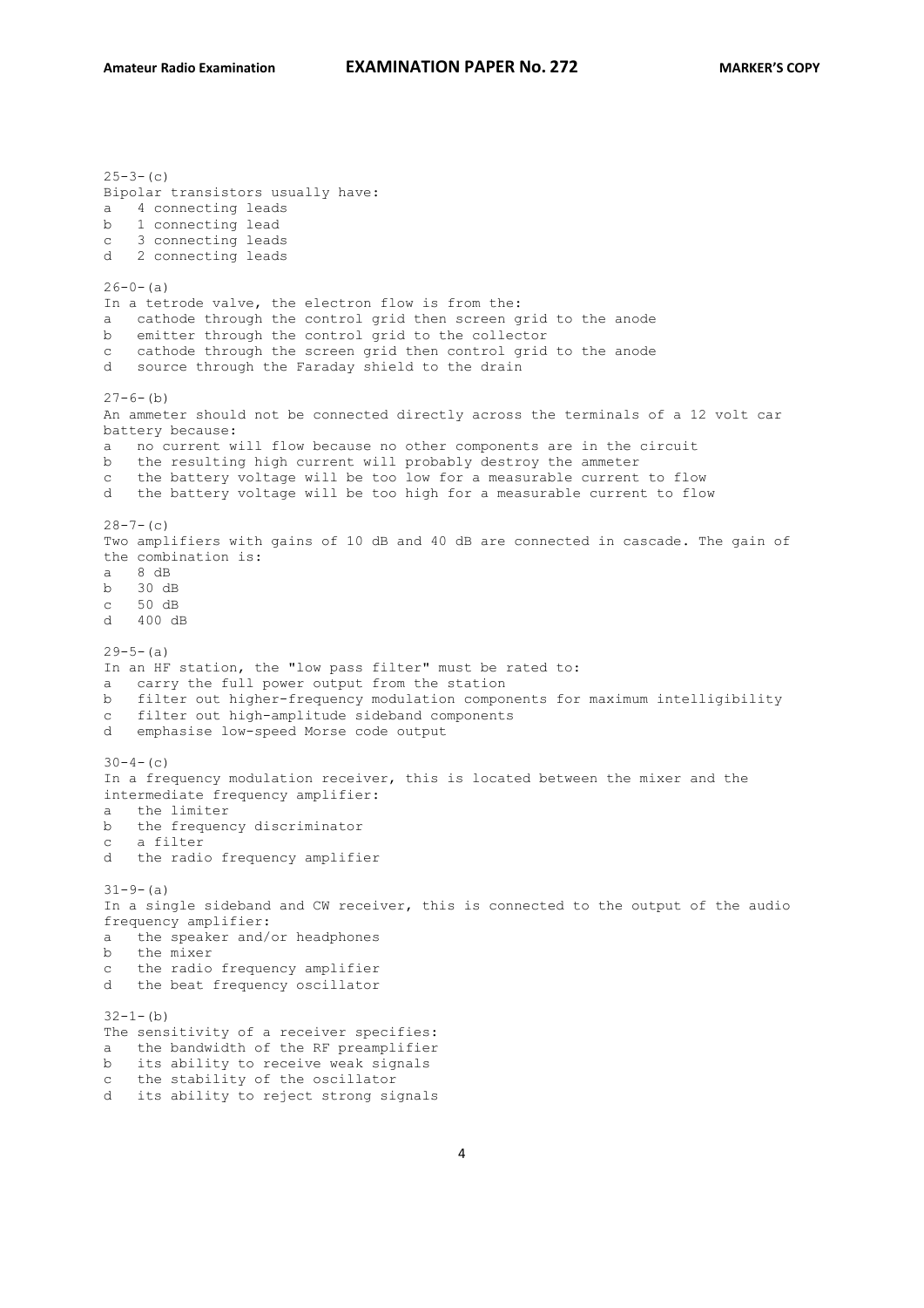25-3-(c)
Bipolar transistors usually have:
a 4 connecting leads
b 1 connecting lead
c 3 connecting leads
d 2 connecting leads

26-0-(a)
In a tetrode valve, the electron flow is from the:
a cathode through the control grid then screen grid to the anode
b emitter through the control grid to the collector
c cathode through the screen grid then control grid to the anode
d source through the Faraday shield to the drain

27-6-(b)
An ammeter should not be connected directly across the terminals of a 12 volt car battery because:
a no current will flow because no other components are in the circuit
b the resulting high current will probably destroy the ammeter
c the battery voltage will be too low for a measurable current to flow
d the battery voltage will be too high for a measurable current to flow

28-7-(c)
Two amplifiers with gains of 10 dB and 40 dB are connected in cascade. The gain of the combination is:
a 8 dB
b 30 dB
c 50 dB
d 400 dB

29-5-(a)
In an HF station, the "low pass filter" must be rated to:
a carry the full power output from the station
b filter out higher-frequency modulation components for maximum intelligibility
c filter out high-amplitude sideband components
d emphasise low-speed Morse code output

30-4-(c)
In a frequency modulation receiver, this is located between the mixer and the intermediate frequency amplifier:
a the limiter
b the frequency discriminator
c a filter
d the radio frequency amplifier

31-9-(a)
In a single sideband and CW receiver, this is connected to the output of the audio frequency amplifier:
a the speaker and/or headphones
b the mixer
c the radio frequency amplifier
d the beat frequency oscillator

32-1-(b)
The sensitivity of a receiver specifies:
a the bandwidth of the RF preamplifier
b its ability to receive weak signals
c the stability of the oscillator
d its ability to reject strong signals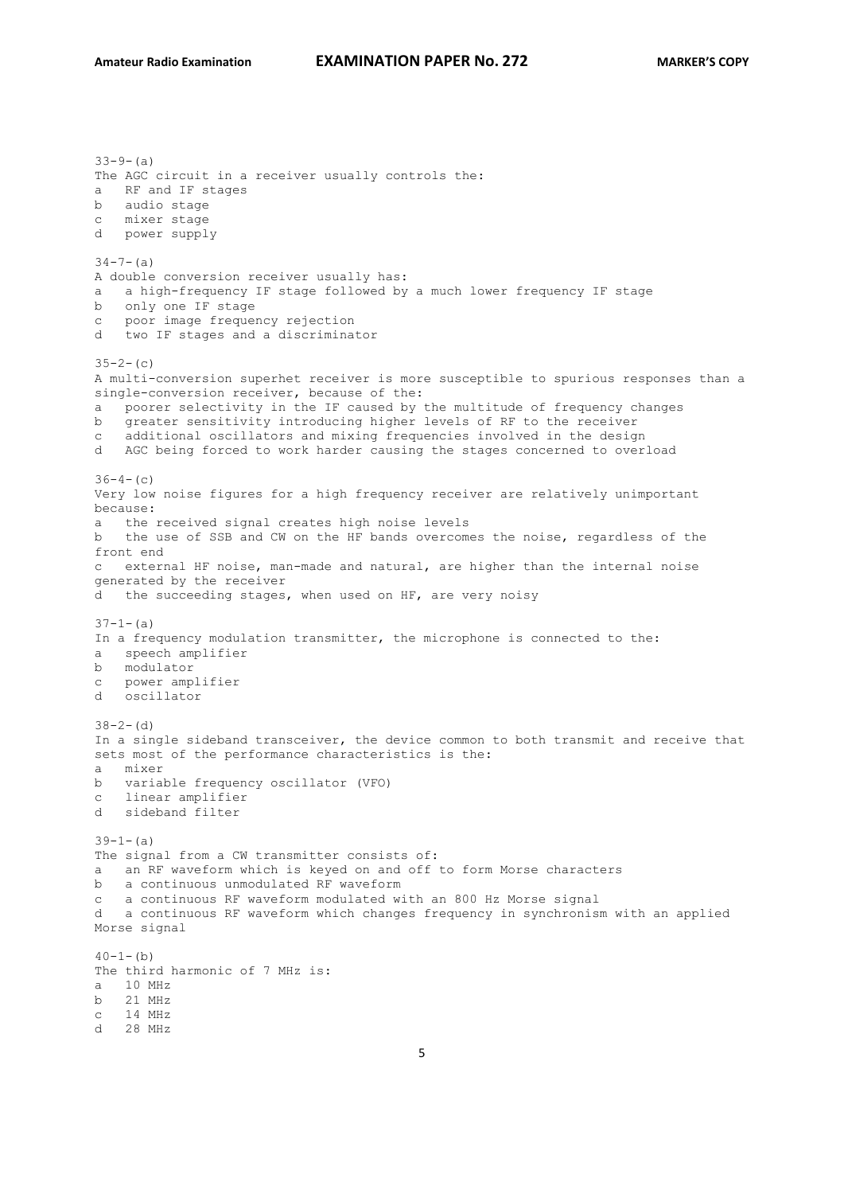33-9-(a)
The AGC circuit in a receiver usually controls the:
a   RF and IF stages
b   audio stage
c   mixer stage
d   power supply

34-7-(a)
A double conversion receiver usually has:
a   a high-frequency IF stage followed by a much lower frequency IF stage
b   only one IF stage
c   poor image frequency rejection
d   two IF stages and a discriminator

35-2-(c)
A multi-conversion superhet receiver is more susceptible to spurious responses than a single-conversion receiver, because of the:
a   poorer selectivity in the IF caused by the multitude of frequency changes
b   greater sensitivity introducing higher levels of RF to the receiver
c   additional oscillators and mixing frequencies involved in the design
d   AGC being forced to work harder causing the stages concerned to overload

36-4-(c)
Very low noise figures for a high frequency receiver are relatively unimportant because:
a   the received signal creates high noise levels
b   the use of SSB and CW on the HF bands overcomes the noise, regardless of the front end
c   external HF noise, man-made and natural, are higher than the internal noise generated by the receiver
d   the succeeding stages, when used on HF, are very noisy

37-1-(a)
In a frequency modulation transmitter, the microphone is connected to the:
a   speech amplifier
b   modulator
c   power amplifier
d   oscillator

38-2-(d)
In a single sideband transceiver, the device common to both transmit and receive that sets most of the performance characteristics is the:
a   mixer
b   variable frequency oscillator (VFO)
c   linear amplifier
d   sideband filter

39-1-(a)
The signal from a CW transmitter consists of:
a   an RF waveform which is keyed on and off to form Morse characters
b   a continuous unmodulated RF waveform
c   a continuous RF waveform modulated with an 800 Hz Morse signal
d   a continuous RF waveform which changes frequency in synchronism with an applied Morse signal

40-1-(b)
The third harmonic of 7 MHz is:
a   10 MHz
b   21 MHz
c   14 MHz
d   28 MHz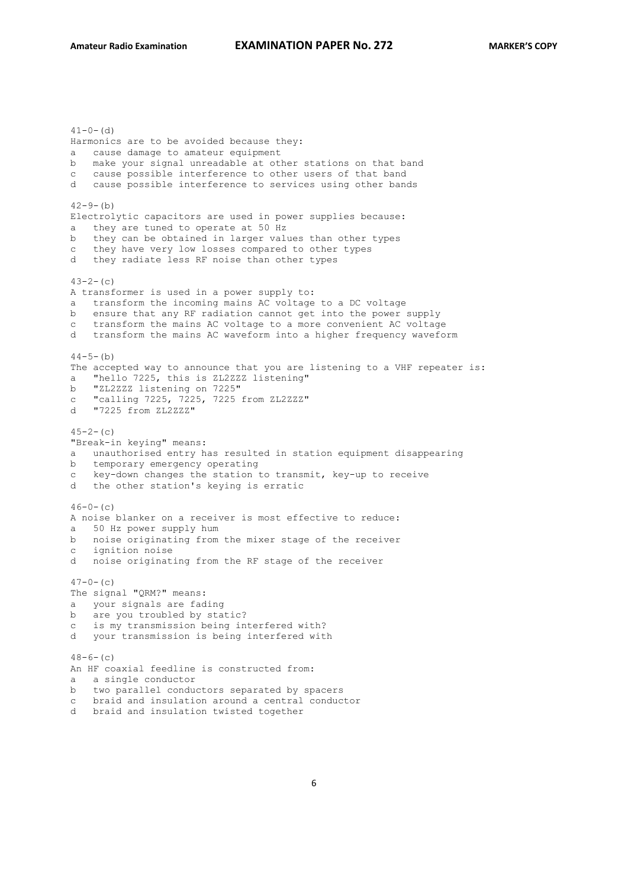41-0-(d)
Harmonics are to be avoided because they:
a   cause damage to amateur equipment
b   make your signal unreadable at other stations on that band
c   cause possible interference to other users of that band
d   cause possible interference to services using other bands

42-9-(b)
Electrolytic capacitors are used in power supplies because:
a   they are tuned to operate at 50 Hz
b   they can be obtained in larger values than other types
c   they have very low losses compared to other types
d   they radiate less RF noise than other types

43-2-(c)
A transformer is used in a power supply to:
a   transform the incoming mains AC voltage to a DC voltage
b   ensure that any RF radiation cannot get into the power supply
c   transform the mains AC voltage to a more convenient AC voltage
d   transform the mains AC waveform into a higher frequency waveform

44-5-(b)
The accepted way to announce that you are listening to a VHF repeater is:
a   "hello 7225, this is ZL2ZZZ listening"
b   "ZL2ZZZ listening on 7225"
c   "calling 7225, 7225, 7225 from ZL2ZZZ"
d   "7225 from ZL2ZZZ"

45-2-(c)
"Break-in keying" means:
a   unauthorised entry has resulted in station equipment disappearing
b   temporary emergency operating
c   key-down changes the station to transmit, key-up to receive
d   the other station's keying is erratic

46-0-(c)
A noise blanker on a receiver is most effective to reduce:
a   50 Hz power supply hum
b   noise originating from the mixer stage of the receiver
c   ignition noise
d   noise originating from the RF stage of the receiver

47-0-(c)
The signal "QRM?" means:
a   your signals are fading
b   are you troubled by static?
c   is my transmission being interfered with?
d   your transmission is being interfered with

48-6-(c)
An HF coaxial feedline is constructed from:
a   a single conductor
b   two parallel conductors separated by spacers
c   braid and insulation around a central conductor
d   braid and insulation twisted together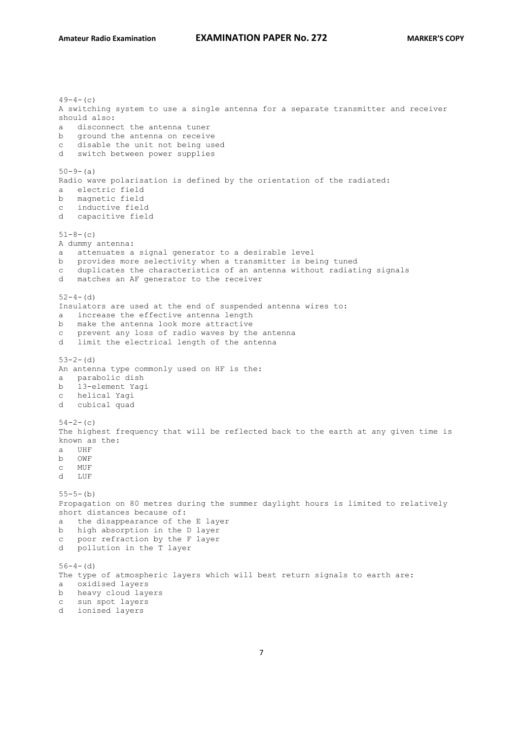49-4-(c)
A switching system to use a single antenna for a separate transmitter and receiver should also:

a disconnect the antenna tuner
b ground the antenna on receive
c disable the unit not being used
d switch between power supplies

50-9-(a)
Radio wave polarisation is defined by the orientation of the radiated:

a electric field
b magnetic field
c inductive field
d capacitive field

51-8-(c)
A dummy antenna:

a attenuates a signal generator to a desirable level
b provides more selectivity when a transmitter is being tuned
c duplicates the characteristics of an antenna without radiating signals
d matches an AF generator to the receiver

52-4-(d)
Insulators are used at the end of suspended antenna wires to:

a increase the effective antenna length
b make the antenna look more attractive
c prevent any loss of radio waves by the antenna
d limit the electrical length of the antenna

53-2-(d)
An antenna type commonly used on HF is the:

a parabolic dish
b 13-element Yagi
c helical Yagi
d cubical quad

54-2-(c)
The highest frequency that will be reflected back to the earth at any given time is known as the:

a UHF
b OWF
c MUF
d LUF

55-5-(b)
Propagation on 80 metres during the summer daylight hours is limited to relatively short distances because of:

a the disappearance of the E layer
b high absorption in the D layer
c poor refraction by the F layer
d pollution in the T layer

56-4-(d)
The type of atmospheric layers which will best return signals to earth are:

a oxidised layers
b heavy cloud layers
c sun spot layers
d ionised layers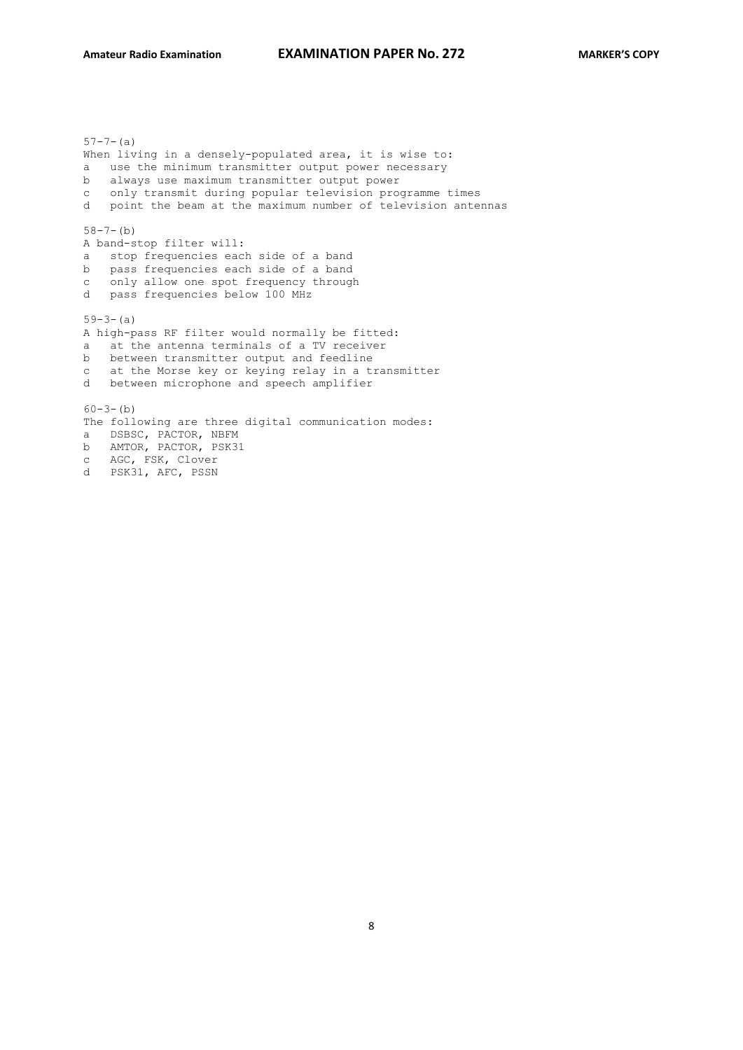57-7-(a)
When living in a densely-populated area, it is wise to:
a use the minimum transmitter output power necessary
b always use maximum transmitter output power
c only transmit during popular television programme times
d point the beam at the maximum number of television antennas

58-7-(b)
A band-stop filter will:
a stop frequencies each side of a band
b pass frequencies each side of a band
c only allow one spot frequency through
d pass frequencies below 100 MHz

59-3-(a)
A high-pass RF filter would normally be fitted:
a at the antenna terminals of a TV receiver
b between transmitter output and feedline
c at the Morse key or keying relay in a transmitter
d between microphone and speech amplifier

60-3-(b)
The following are three digital communication modes:
a DSBSC, PACTOR, NBFM
b AMTOR, PACTOR, PSK31
c AGC, FSK, Clover
d PSK31, AFC, PSSN